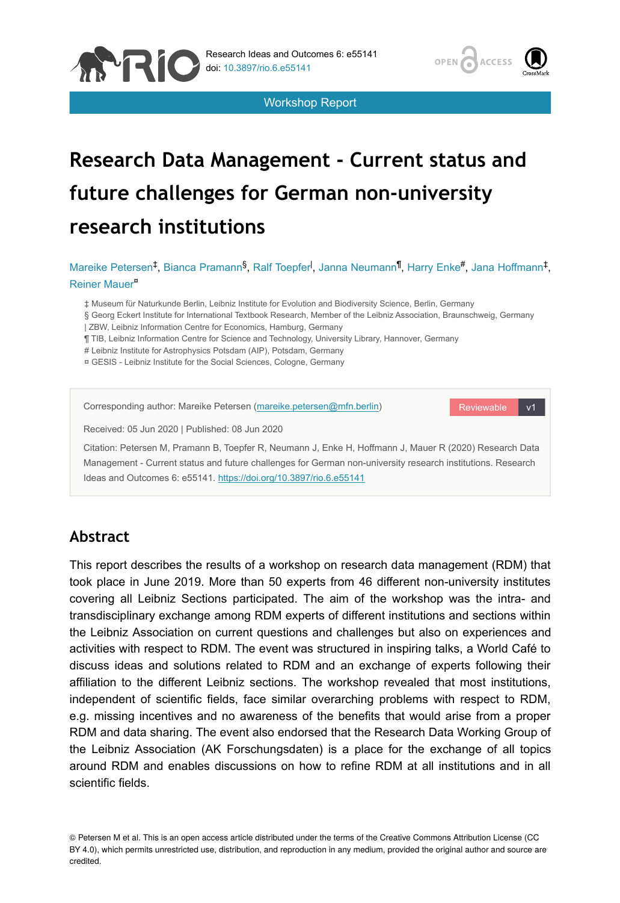Workshop Report

# Research Data Management - Current status and future challenges for German non-university research institutions

Mareike Petersen[‡], Bianca Pramann[§], Ralf Toepfer[|], Janna Neumann[¶], Harry Enke[#], Jana Hoffmann[‡], Reiner Mauer[¤]

‡ Museum für Naturkunde Berlin, Leibniz Institute for Evolution and Biodiversity Science, Berlin, Germany
§ Georg Eckert Institute for International Textbook Research, Member of the Leibniz Association, Braunschweig, Germany
| ZBW, Leibniz Information Centre for Economics, Hamburg, Germany
¶ TIB, Leibniz Information Centre for Science and Technology, University Library, Hannover, Germany
# Leibniz Institute for Astrophysics Potsdam (AIP), Potsdam, Germany
¤ GESIS - Leibniz Institute for the Social Sciences, Cologne, Germany

Corresponding author: Mareike Petersen (mareike.petersen@mfn.berlin)

Received: 05 Jun 2020 | Published: 08 Jun 2020

Citation: Petersen M, Pramann B, Toepfer R, Neumann J, Enke H, Hoffmann J, Mauer R (2020) Research Data Management - Current status and future challenges for German non-university research institutions. Research Ideas and Outcomes 6: e55141. https://doi.org/10.3897/rio.6.e55141

## Abstract

This report describes the results of a workshop on research data management (RDM) that took place in June 2019. More than 50 experts from 46 different non-university institutes covering all Leibniz Sections participated. The aim of the workshop was the intra- and transdisciplinary exchange among RDM experts of different institutions and sections within the Leibniz Association on current questions and challenges but also on experiences and activities with respect to RDM. The event was structured in inspiring talks, a World Café to discuss ideas and solutions related to RDM and an exchange of experts following their affiliation to the different Leibniz sections. The workshop revealed that most institutions, independent of scientific fields, face similar overarching problems with respect to RDM, e.g. missing incentives and no awareness of the benefits that would arise from a proper RDM and data sharing. The event also endorsed that the Research Data Working Group of the Leibniz Association (AK Forschungsdaten) is a place for the exchange of all topics around RDM and enables discussions on how to refine RDM at all institutions and in all scientific fields.

© Petersen M et al. This is an open access article distributed under the terms of the Creative Commons Attribution License (CC BY 4.0), which permits unrestricted use, distribution, and reproduction in any medium, provided the original author and source are credited.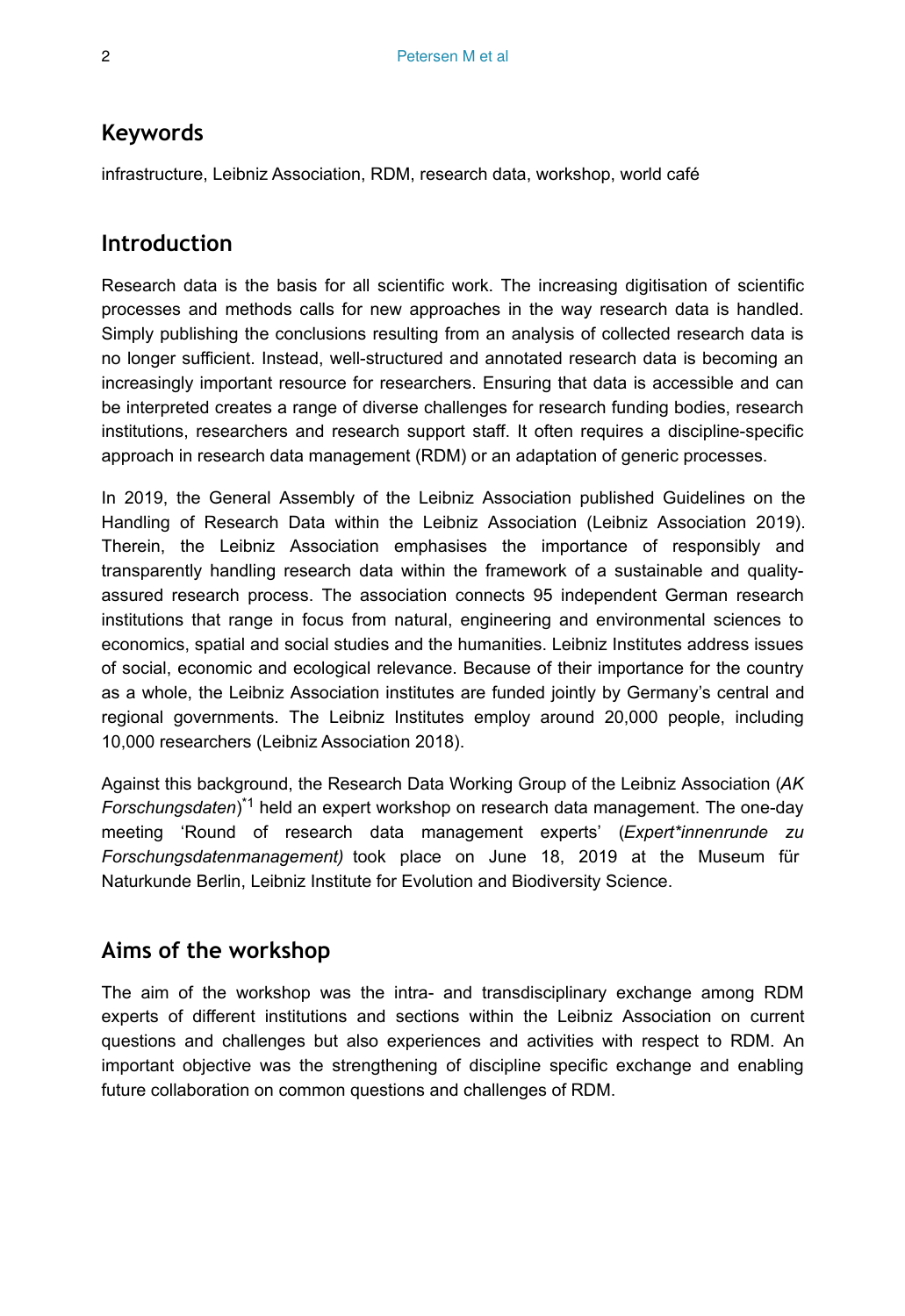## Keywords

infrastructure, Leibniz Association, RDM, research data, workshop, world café

## Introduction

Research data is the basis for all scientific work. The increasing digitisation of scientific processes and methods calls for new approaches in the way research data is handled. Simply publishing the conclusions resulting from an analysis of collected research data is no longer sufficient. Instead, well-structured and annotated research data is becoming an increasingly important resource for researchers. Ensuring that data is accessible and can be interpreted creates a range of diverse challenges for research funding bodies, research institutions, researchers and research support staff. It often requires a discipline-specific approach in research data management (RDM) or an adaptation of generic processes.

In 2019, the General Assembly of the Leibniz Association published Guidelines on the Handling of Research Data within the Leibniz Association (Leibniz Association 2019). Therein, the Leibniz Association emphasises the importance of responsibly and transparently handling research data within the framework of a sustainable and quality-assured research process. The association connects 95 independent German research institutions that range in focus from natural, engineering and environmental sciences to economics, spatial and social studies and the humanities. Leibniz Institutes address issues of social, economic and ecological relevance. Because of their importance for the country as a whole, the Leibniz Association institutes are funded jointly by Germany's central and regional governments. The Leibniz Institutes employ around 20,000 people, including 10,000 researchers (Leibniz Association 2018).

Against this background, the Research Data Working Group of the Leibniz Association (*AK Forschungsdaten*)[*1] held an expert workshop on research data management. The one-day meeting 'Round of research data management experts' (*Expert*innenrunde zu Forschungsdatenmanagement)* took place on June 18, 2019 at the Museum für Naturkunde Berlin, Leibniz Institute for Evolution and Biodiversity Science.

## Aims of the workshop

The aim of the workshop was the intra- and transdisciplinary exchange among RDM experts of different institutions and sections within the Leibniz Association on current questions and challenges but also experiences and activities with respect to RDM. An important objective was the strengthening of discipline specific exchange and enabling future collaboration on common questions and challenges of RDM.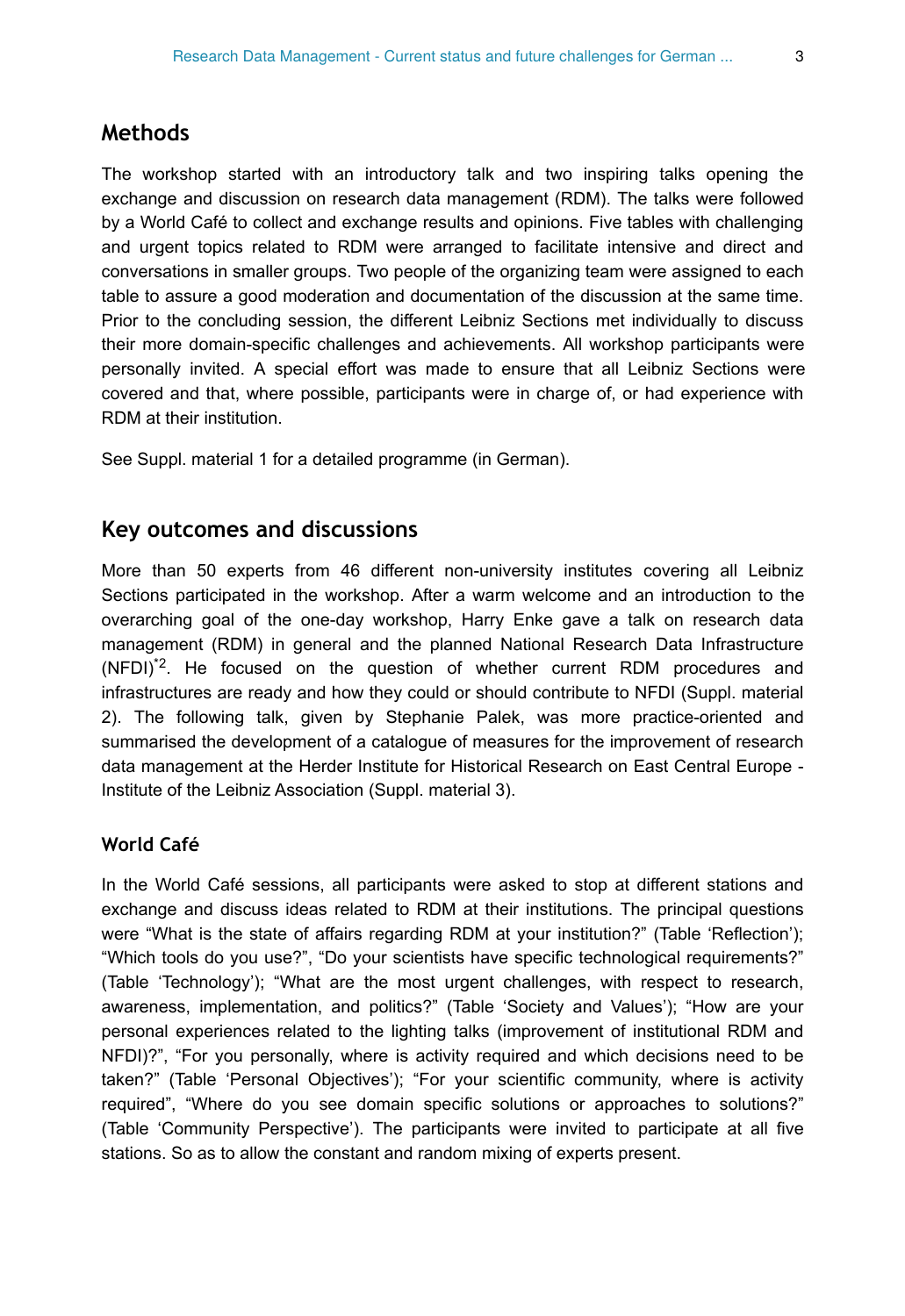## Methods

The workshop started with an introductory talk and two inspiring talks opening the exchange and discussion on research data management (RDM). The talks were followed by a World Café to collect and exchange results and opinions. Five tables with challenging and urgent topics related to RDM were arranged to facilitate intensive and direct and conversations in smaller groups. Two people of the organizing team were assigned to each table to assure a good moderation and documentation of the discussion at the same time. Prior to the concluding session, the different Leibniz Sections met individually to discuss their more domain-specific challenges and achievements. All workshop participants were personally invited. A special effort was made to ensure that all Leibniz Sections were covered and that, where possible, participants were in charge of, or had experience with RDM at their institution.

See Suppl. material 1 for a detailed programme (in German).

## Key outcomes and discussions

More than 50 experts from 46 different non-university institutes covering all Leibniz Sections participated in the workshop. After a warm welcome and an introduction to the overarching goal of the one-day workshop, Harry Enke gave a talk on research data management (RDM) in general and the planned National Research Data Infrastructure (NFDI)[*2]. He focused on the question of whether current RDM procedures and infrastructures are ready and how they could or should contribute to NFDI (Suppl. material 2). The following talk, given by Stephanie Palek, was more practice-oriented and summarised the development of a catalogue of measures for the improvement of research data management at the Herder Institute for Historical Research on East Central Europe - Institute of the Leibniz Association (Suppl. material 3).

### World Café

In the World Café sessions, all participants were asked to stop at different stations and exchange and discuss ideas related to RDM at their institutions. The principal questions were "What is the state of affairs regarding RDM at your institution?" (Table 'Reflection'); "Which tools do you use?", "Do your scientists have specific technological requirements?" (Table 'Technology'); "What are the most urgent challenges, with respect to research, awareness, implementation, and politics?" (Table 'Society and Values'); "How are your personal experiences related to the lighting talks (improvement of institutional RDM and NFDI)?", "For you personally, where is activity required and which decisions need to be taken?" (Table 'Personal Objectives'); "For your scientific community, where is activity required", "Where do you see domain specific solutions or approaches to solutions?" (Table 'Community Perspective'). The participants were invited to participate at all five stations. So as to allow the constant and random mixing of experts present.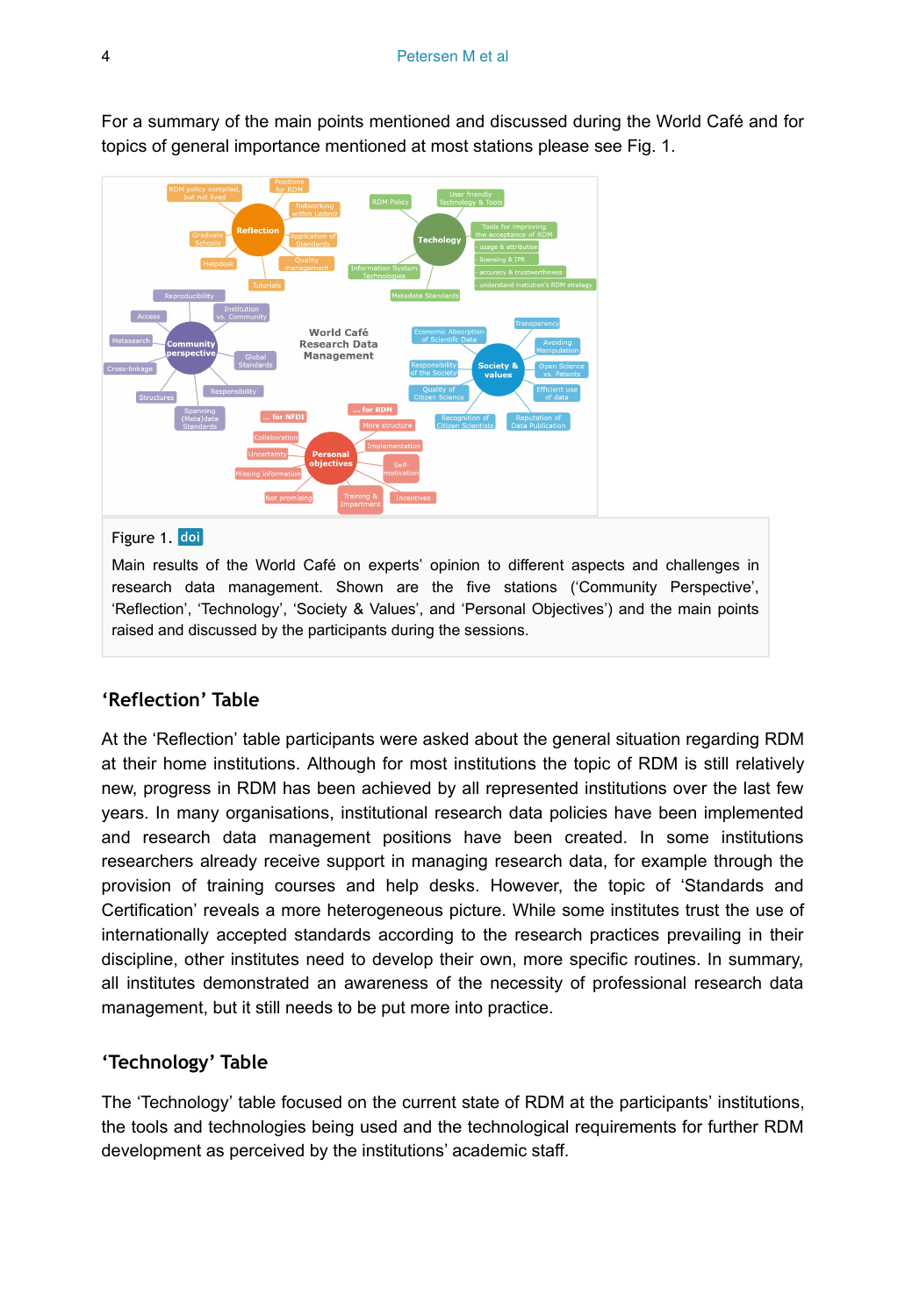For a summary of the main points mentioned and discussed during the World Café and for topics of general importance mentioned at most stations please see Fig. 1.

Figure 1. doi

Main results of the World Café on experts' opinion to different aspects and challenges in research data management. Shown are the five stations ('Community Perspective', 'Reflection', 'Technology', 'Society & Values', and 'Personal Objectives') and the main points raised and discussed by the participants during the sessions.

## 'Reflection' Table

At the 'Reflection' table participants were asked about the general situation regarding RDM at their home institutions. Although for most institutions the topic of RDM is still relatively new, progress in RDM has been achieved by all represented institutions over the last few years. In many organisations, institutional research data policies have been implemented and research data management positions have been created. In some institutions researchers already receive support in managing research data, for example through the provision of training courses and help desks. However, the topic of 'Standards and Certification' reveals a more heterogeneous picture. While some institutes trust the use of internationally accepted standards according to the research practices prevailing in their discipline, other institutes need to develop their own, more specific routines. In summary, all institutes demonstrated an awareness of the necessity of professional research data management, but it still needs to be put more into practice.

## 'Technology' Table

The 'Technology' table focused on the current state of RDM at the participants' institutions, the tools and technologies being used and the technological requirements for further RDM development as perceived by the institutions' academic staff.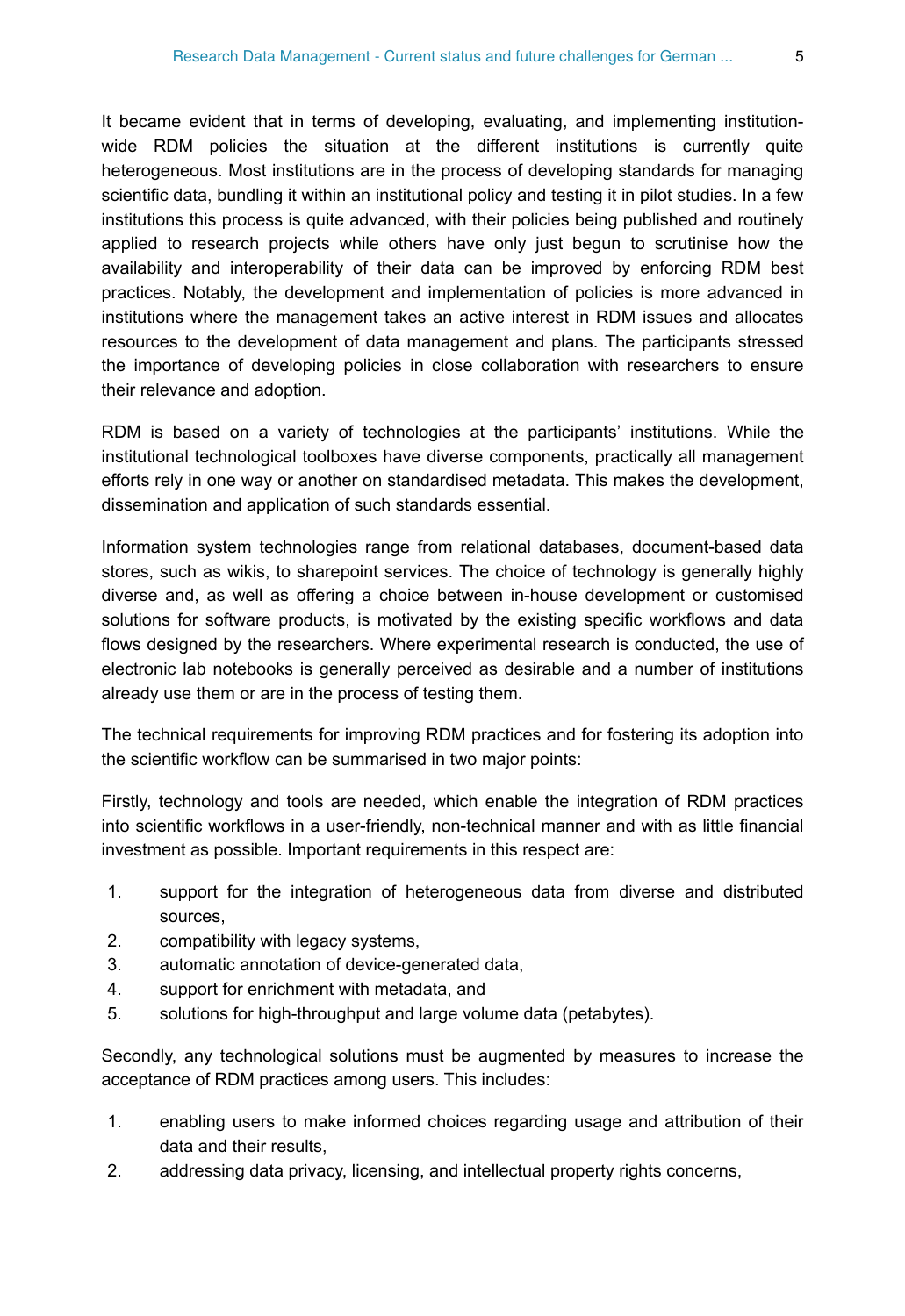It became evident that in terms of developing, evaluating, and implementing institution-wide RDM policies the situation at the different institutions is currently quite heterogeneous. Most institutions are in the process of developing standards for managing scientific data, bundling it within an institutional policy and testing it in pilot studies. In a few institutions this process is quite advanced, with their policies being published and routinely applied to research projects while others have only just begun to scrutinise how the availability and interoperability of their data can be improved by enforcing RDM best practices. Notably, the development and implementation of policies is more advanced in institutions where the management takes an active interest in RDM issues and allocates resources to the development of data management and plans. The participants stressed the importance of developing policies in close collaboration with researchers to ensure their relevance and adoption.

RDM is based on a variety of technologies at the participants' institutions. While the institutional technological toolboxes have diverse components, practically all management efforts rely in one way or another on standardised metadata. This makes the development, dissemination and application of such standards essential.

Information system technologies range from relational databases, document-based data stores, such as wikis, to sharepoint services. The choice of technology is generally highly diverse and, as well as offering a choice between in-house development or customised solutions for software products, is motivated by the existing specific workflows and data flows designed by the researchers. Where experimental research is conducted, the use of electronic lab notebooks is generally perceived as desirable and a number of institutions already use them or are in the process of testing them.

The technical requirements for improving RDM practices and for fostering its adoption into the scientific workflow can be summarised in two major points:

Firstly, technology and tools are needed, which enable the integration of RDM practices into scientific workflows in a user-friendly, non-technical manner and with as little financial investment as possible. Important requirements in this respect are:

1. support for the integration of heterogeneous data from diverse and distributed sources,
2. compatibility with legacy systems,
3. automatic annotation of device-generated data,
4. support for enrichment with metadata, and
5. solutions for high-throughput and large volume data (petabytes).

Secondly, any technological solutions must be augmented by measures to increase the acceptance of RDM practices among users. This includes:

1. enabling users to make informed choices regarding usage and attribution of their data and their results,
2. addressing data privacy, licensing, and intellectual property rights concerns,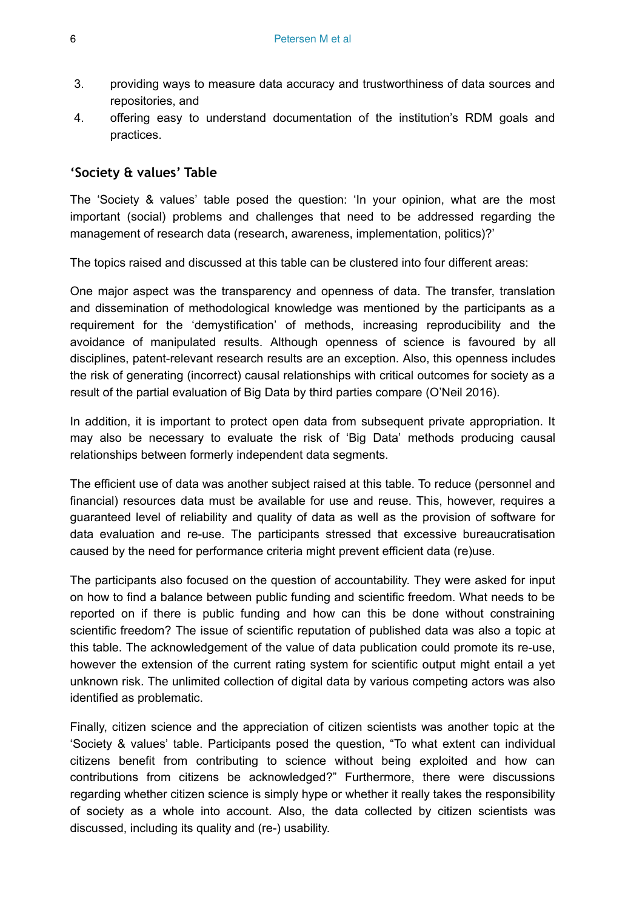3. providing ways to measure data accuracy and trustworthiness of data sources and repositories, and
4. offering easy to understand documentation of the institution's RDM goals and practices.

### 'Society & values' Table

The 'Society & values' table posed the question: 'In your opinion, what are the most important (social) problems and challenges that need to be addressed regarding the management of research data (research, awareness, implementation, politics)?'

The topics raised and discussed at this table can be clustered into four different areas:

One major aspect was the transparency and openness of data. The transfer, translation and dissemination of methodological knowledge was mentioned by the participants as a requirement for the 'demystification' of methods, increasing reproducibility and the avoidance of manipulated results. Although openness of science is favoured by all disciplines, patent-relevant research results are an exception. Also, this openness includes the risk of generating (incorrect) causal relationships with critical outcomes for society as a result of the partial evaluation of Big Data by third parties compare (O'Neil 2016).

In addition, it is important to protect open data from subsequent private appropriation. It may also be necessary to evaluate the risk of 'Big Data' methods producing causal relationships between formerly independent data segments.

The efficient use of data was another subject raised at this table. To reduce (personnel and financial) resources data must be available for use and reuse. This, however, requires a guaranteed level of reliability and quality of data as well as the provision of software for data evaluation and re-use. The participants stressed that excessive bureaucratisation caused by the need for performance criteria might prevent efficient data (re)use.

The participants also focused on the question of accountability. They were asked for input on how to find a balance between public funding and scientific freedom. What needs to be reported on if there is public funding and how can this be done without constraining scientific freedom? The issue of scientific reputation of published data was also a topic at this table. The acknowledgement of the value of data publication could promote its re-use, however the extension of the current rating system for scientific output might entail a yet unknown risk. The unlimited collection of digital data by various competing actors was also identified as problematic.

Finally, citizen science and the appreciation of citizen scientists was another topic at the 'Society & values' table. Participants posed the question, "To what extent can individual citizens benefit from contributing to science without being exploited and how can contributions from citizens be acknowledged?" Furthermore, there were discussions regarding whether citizen science is simply hype or whether it really takes the responsibility of society as a whole into account. Also, the data collected by citizen scientists was discussed, including its quality and (re-) usability.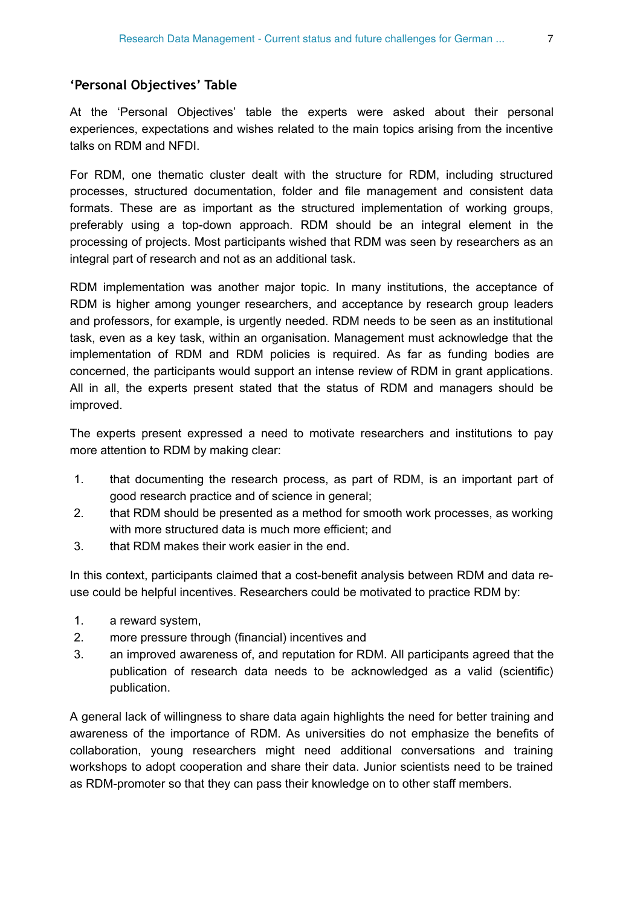### 'Personal Objectives' Table

At the 'Personal Objectives' table the experts were asked about their personal experiences, expectations and wishes related to the main topics arising from the incentive talks on RDM and NFDI.

For RDM, one thematic cluster dealt with the structure for RDM, including structured processes, structured documentation, folder and file management and consistent data formats. These are as important as the structured implementation of working groups, preferably using a top-down approach. RDM should be an integral element in the processing of projects. Most participants wished that RDM was seen by researchers as an integral part of research and not as an additional task.

RDM implementation was another major topic. In many institutions, the acceptance of RDM is higher among younger researchers, and acceptance by research group leaders and professors, for example, is urgently needed. RDM needs to be seen as an institutional task, even as a key task, within an organisation. Management must acknowledge that the implementation of RDM and RDM policies is required. As far as funding bodies are concerned, the participants would support an intense review of RDM in grant applications. All in all, the experts present stated that the status of RDM and managers should be improved.

The experts present expressed a need to motivate researchers and institutions to pay more attention to RDM by making clear:

1. that documenting the research process, as part of RDM, is an important part of good research practice and of science in general;
2. that RDM should be presented as a method for smooth work processes, as working with more structured data is much more efficient; and
3. that RDM makes their work easier in the end.

In this context, participants claimed that a cost-benefit analysis between RDM and data re-use could be helpful incentives. Researchers could be motivated to practice RDM by:

1. a reward system,
2. more pressure through (financial) incentives and
3. an improved awareness of, and reputation for RDM. All participants agreed that the publication of research data needs to be acknowledged as a valid (scientific) publication.

A general lack of willingness to share data again highlights the need for better training and awareness of the importance of RDM. As universities do not emphasize the benefits of collaboration, young researchers might need additional conversations and training workshops to adopt cooperation and share their data. Junior scientists need to be trained as RDM-promoter so that they can pass their knowledge on to other staff members.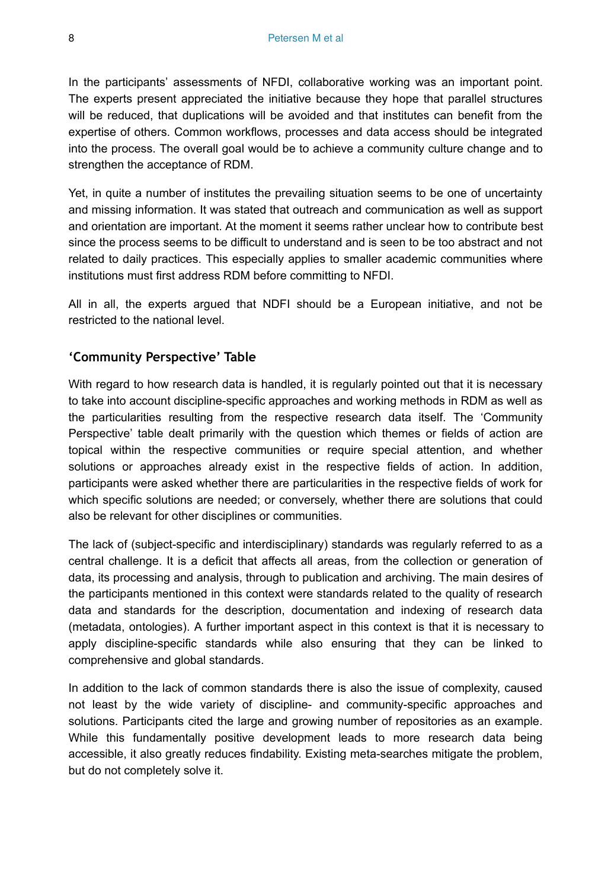In the participants' assessments of NFDI, collaborative working was an important point. The experts present appreciated the initiative because they hope that parallel structures will be reduced, that duplications will be avoided and that institutes can benefit from the expertise of others. Common workflows, processes and data access should be integrated into the process. The overall goal would be to achieve a community culture change and to strengthen the acceptance of RDM.

Yet, in quite a number of institutes the prevailing situation seems to be one of uncertainty and missing information. It was stated that outreach and communication as well as support and orientation are important. At the moment it seems rather unclear how to contribute best since the process seems to be difficult to understand and is seen to be too abstract and not related to daily practices. This especially applies to smaller academic communities where institutions must first address RDM before committing to NFDI.

All in all, the experts argued that NDFI should be a European initiative, and not be restricted to the national level.

## 'Community Perspective' Table

With regard to how research data is handled, it is regularly pointed out that it is necessary to take into account discipline-specific approaches and working methods in RDM as well as the particularities resulting from the respective research data itself. The 'Community Perspective' table dealt primarily with the question which themes or fields of action are topical within the respective communities or require special attention, and whether solutions or approaches already exist in the respective fields of action. In addition, participants were asked whether there are particularities in the respective fields of work for which specific solutions are needed; or conversely, whether there are solutions that could also be relevant for other disciplines or communities.

The lack of (subject-specific and interdisciplinary) standards was regularly referred to as a central challenge. It is a deficit that affects all areas, from the collection or generation of data, its processing and analysis, through to publication and archiving. The main desires of the participants mentioned in this context were standards related to the quality of research data and standards for the description, documentation and indexing of research data (metadata, ontologies). A further important aspect in this context is that it is necessary to apply discipline-specific standards while also ensuring that they can be linked to comprehensive and global standards.

In addition to the lack of common standards there is also the issue of complexity, caused not least by the wide variety of discipline- and community-specific approaches and solutions. Participants cited the large and growing number of repositories as an example. While this fundamentally positive development leads to more research data being accessible, it also greatly reduces findability. Existing meta-searches mitigate the problem, but do not completely solve it.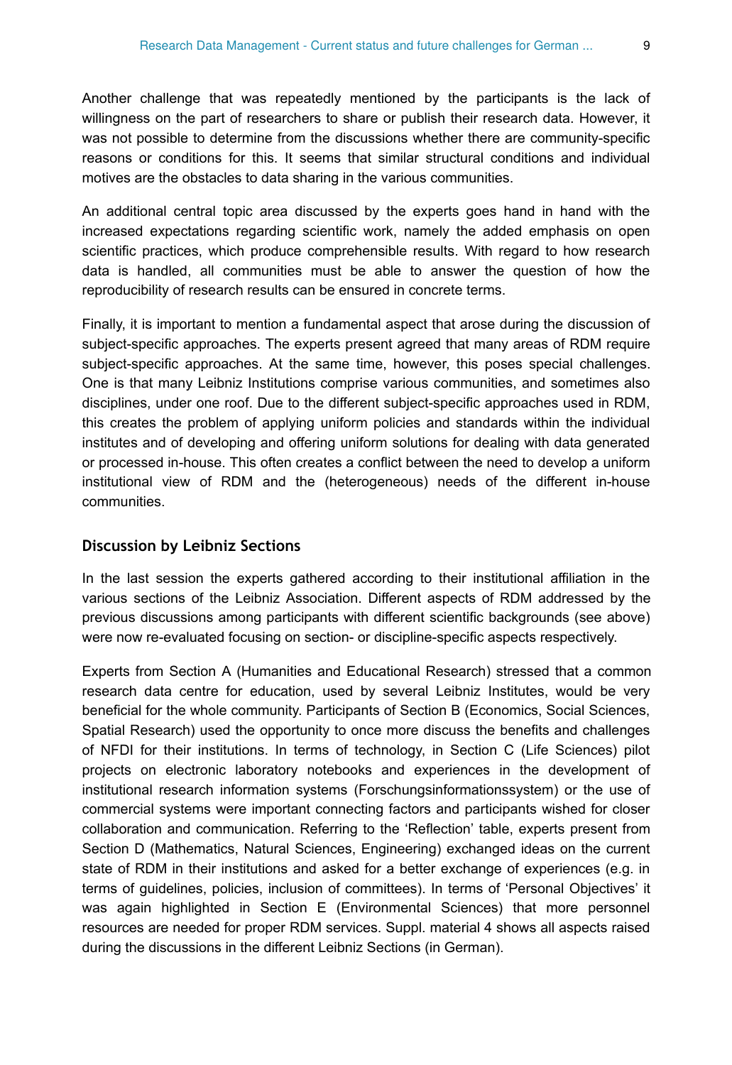Another challenge that was repeatedly mentioned by the participants is the lack of willingness on the part of researchers to share or publish their research data. However, it was not possible to determine from the discussions whether there are community-specific reasons or conditions for this. It seems that similar structural conditions and individual motives are the obstacles to data sharing in the various communities.

An additional central topic area discussed by the experts goes hand in hand with the increased expectations regarding scientific work, namely the added emphasis on open scientific practices, which produce comprehensible results. With regard to how research data is handled, all communities must be able to answer the question of how the reproducibility of research results can be ensured in concrete terms.

Finally, it is important to mention a fundamental aspect that arose during the discussion of subject-specific approaches. The experts present agreed that many areas of RDM require subject-specific approaches. At the same time, however, this poses special challenges. One is that many Leibniz Institutions comprise various communities, and sometimes also disciplines, under one roof. Due to the different subject-specific approaches used in RDM, this creates the problem of applying uniform policies and standards within the individual institutes and of developing and offering uniform solutions for dealing with data generated or processed in-house. This often creates a conflict between the need to develop a uniform institutional view of RDM and the (heterogeneous) needs of the different in-house communities.

### Discussion by Leibniz Sections

In the last session the experts gathered according to their institutional affiliation in the various sections of the Leibniz Association. Different aspects of RDM addressed by the previous discussions among participants with different scientific backgrounds (see above) were now re-evaluated focusing on section- or discipline-specific aspects respectively.

Experts from Section A (Humanities and Educational Research) stressed that a common research data centre for education, used by several Leibniz Institutes, would be very beneficial for the whole community. Participants of Section B (Economics, Social Sciences, Spatial Research) used the opportunity to once more discuss the benefits and challenges of NFDI for their institutions. In terms of technology, in Section C (Life Sciences) pilot projects on electronic laboratory notebooks and experiences in the development of institutional research information systems (Forschungsinformationssystem) or the use of commercial systems were important connecting factors and participants wished for closer collaboration and communication. Referring to the 'Reflection' table, experts present from Section D (Mathematics, Natural Sciences, Engineering) exchanged ideas on the current state of RDM in their institutions and asked for a better exchange of experiences (e.g. in terms of guidelines, policies, inclusion of committees). In terms of 'Personal Objectives' it was again highlighted in Section E (Environmental Sciences) that more personnel resources are needed for proper RDM services. Suppl. material 4 shows all aspects raised during the discussions in the different Leibniz Sections (in German).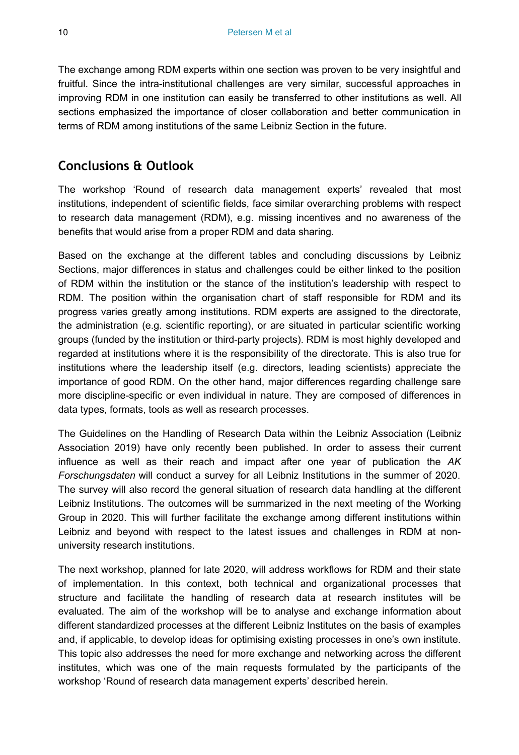The exchange among RDM experts within one section was proven to be very insightful and fruitful. Since the intra-institutional challenges are very similar, successful approaches in improving RDM in one institution can easily be transferred to other institutions as well. All sections emphasized the importance of closer collaboration and better communication in terms of RDM among institutions of the same Leibniz Section in the future.

## Conclusions & Outlook

The workshop 'Round of research data management experts' revealed that most institutions, independent of scientific fields, face similar overarching problems with respect to research data management (RDM), e.g. missing incentives and no awareness of the benefits that would arise from a proper RDM and data sharing.

Based on the exchange at the different tables and concluding discussions by Leibniz Sections, major differences in status and challenges could be either linked to the position of RDM within the institution or the stance of the institution's leadership with respect to RDM. The position within the organisation chart of staff responsible for RDM and its progress varies greatly among institutions. RDM experts are assigned to the directorate, the administration (e.g. scientific reporting), or are situated in particular scientific working groups (funded by the institution or third-party projects). RDM is most highly developed and regarded at institutions where it is the responsibility of the directorate. This is also true for institutions where the leadership itself (e.g. directors, leading scientists) appreciate the importance of good RDM. On the other hand, major differences regarding challenge sare more discipline-specific or even individual in nature. They are composed of differences in data types, formats, tools as well as research processes.

The Guidelines on the Handling of Research Data within the Leibniz Association (Leibniz Association 2019) have only recently been published. In order to assess their current influence as well as their reach and impact after one year of publication the *AK Forschungsdaten* will conduct a survey for all Leibniz Institutions in the summer of 2020. The survey will also record the general situation of research data handling at the different Leibniz Institutions. The outcomes will be summarized in the next meeting of the Working Group in 2020. This will further facilitate the exchange among different institutions within Leibniz and beyond with respect to the latest issues and challenges in RDM at non-university research institutions.

The next workshop, planned for late 2020, will address workflows for RDM and their state of implementation. In this context, both technical and organizational processes that structure and facilitate the handling of research data at research institutes will be evaluated. The aim of the workshop will be to analyse and exchange information about different standardized processes at the different Leibniz Institutes on the basis of examples and, if applicable, to develop ideas for optimising existing processes in one's own institute. This topic also addresses the need for more exchange and networking across the different institutes, which was one of the main requests formulated by the participants of the workshop 'Round of research data management experts' described herein.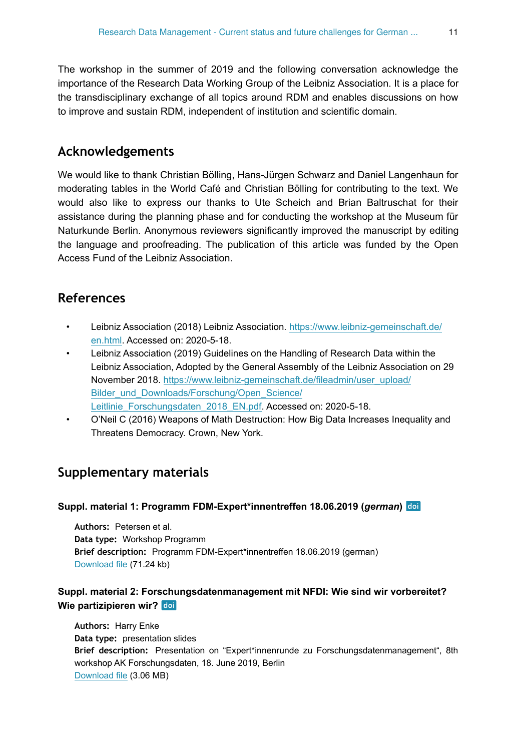The workshop in the summer of 2019 and the following conversation acknowledge the importance of the Research Data Working Group of the Leibniz Association. It is a place for the transdisciplinary exchange of all topics around RDM and enables discussions on how to improve and sustain RDM, independent of institution and scientific domain.

## Acknowledgements

We would like to thank Christian Bölling, Hans-Jürgen Schwarz and Daniel Langenhaun for moderating tables in the World Café and Christian Bölling for contributing to the text. We would also like to express our thanks to Ute Scheich and Brian Baltruschat for their assistance during the planning phase and for conducting the workshop at the Museum für Naturkunde Berlin. Anonymous reviewers significantly improved the manuscript by editing the language and proofreading. The publication of this article was funded by the Open Access Fund of the Leibniz Association.

## References

- Leibniz Association (2018) Leibniz Association. https://www.leibniz-gemeinschaft.de/en.html. Accessed on: 2020-5-18.
- Leibniz Association (2019) Guidelines on the Handling of Research Data within the Leibniz Association, Adopted by the General Assembly of the Leibniz Association on 29 November 2018. https://www.leibniz-gemeinschaft.de/fileadmin/user_upload/Bilder_und_Downloads/Forschung/Open_Science/Leitlinie_Forschungsdaten_2018_EN.pdf. Accessed on: 2020-5-18.
- O'Neil C (2016) Weapons of Math Destruction: How Big Data Increases Inequality and Threatens Democracy. Crown, New York.

## Supplementary materials

#### Suppl. material 1: Programm FDM-Expert*innentreffen 18.06.2019 (*german*) doi

**Authors:** Petersen et al.
**Data type:** Workshop Programm
**Brief description:** Programm FDM-Expert*innentreffen 18.06.2019 (german)
Download file (71.24 kb)

#### Suppl. material 2: Forschungsdatenmanagement mit NFDI: Wie sind wir vorbereitet? Wie partizipieren wir? doi

**Authors:** Harry Enke
**Data type:** presentation slides
**Brief description:** Presentation on "Expert*innenrunde zu Forschungsdatenmanagement", 8th workshop AK Forschungsdaten, 18. June 2019, Berlin
Download file (3.06 MB)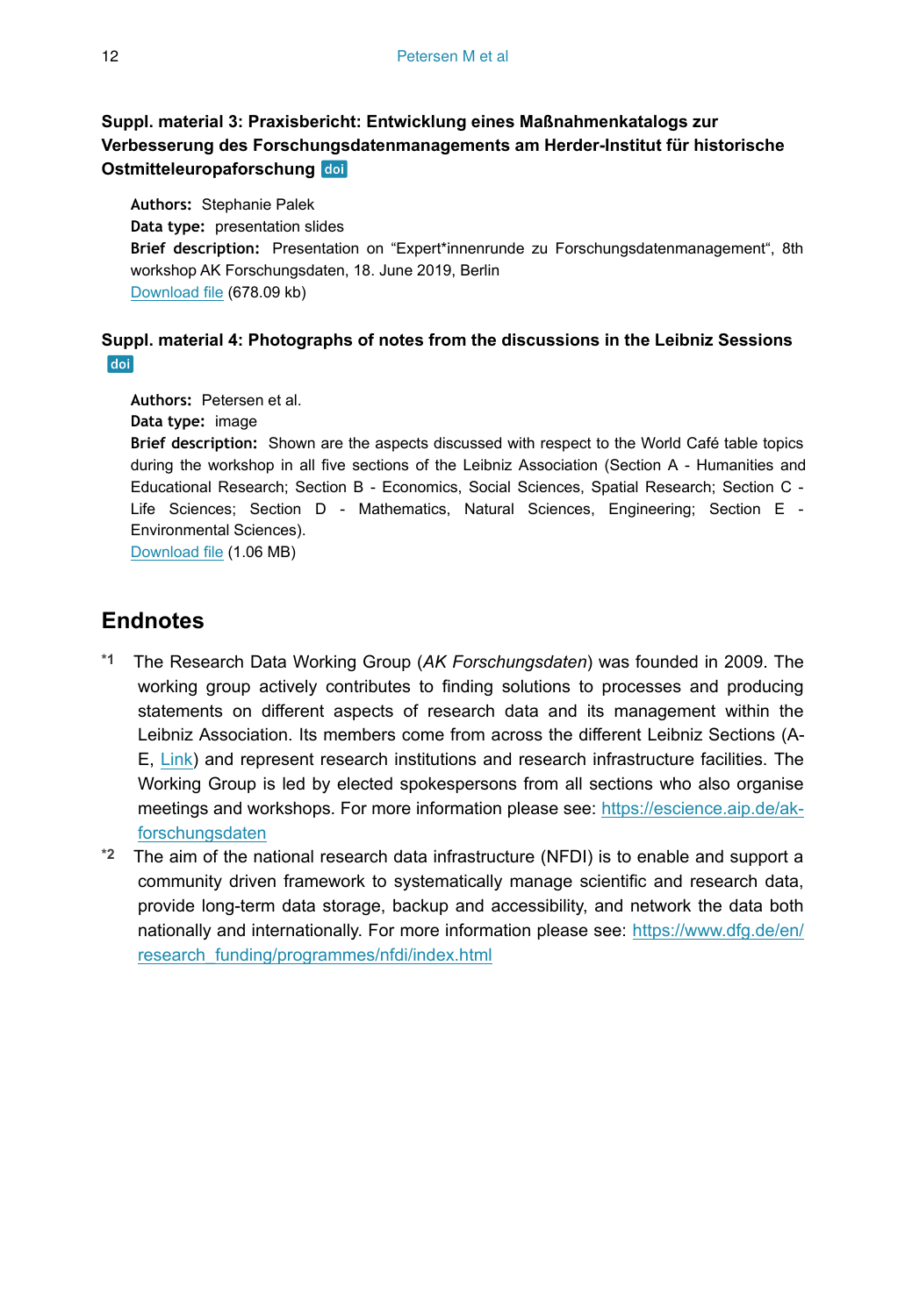### Suppl. material 3: Praxisbericht: Entwicklung eines Maßnahmenkatalogs zur Verbesserung des Forschungsdatenmanagements am Herder-Institut für historische Ostmitteleuropaforschung doi

**Authors:** Stephanie Palek  
**Data type:** presentation slides  
**Brief description:** Presentation on "Expert*innenrunde zu Forschungsdatenmanagement", 8th workshop AK Forschungsdaten, 18. June 2019, Berlin  
Download file (678.09 kb)

### Suppl. material 4: Photographs of notes from the discussions in the Leibniz Sessions doi

**Authors:** Petersen et al.  
**Data type:** image  
**Brief description:** Shown are the aspects discussed with respect to the World Café table topics during the workshop in all five sections of the Leibniz Association (Section A - Humanities and Educational Research; Section B - Economics, Social Sciences, Spatial Research; Section C - Life Sciences; Section D - Mathematics, Natural Sciences, Engineering; Section E - Environmental Sciences).  
Download file (1.06 MB)

## Endnotes

*1 The Research Data Working Group (*AK Forschungsdaten*) was founded in 2009. The working group actively contributes to finding solutions to processes and producing statements on different aspects of research data and its management within the Leibniz Association. Its members come from across the different Leibniz Sections (A-E, Link) and represent research institutions and research infrastructure facilities. The Working Group is led by elected spokespersons from all sections who also organise meetings and workshops. For more information please see: https://escience.aip.de/ak-forschungsdaten

*2 The aim of the national research data infrastructure (NFDI) is to enable and support a community driven framework to systematically manage scientific and research data, provide long-term data storage, backup and accessibility, and network the data both nationally and internationally. For more information please see: https://www.dfg.de/en/research_funding/programmes/nfdi/index.html